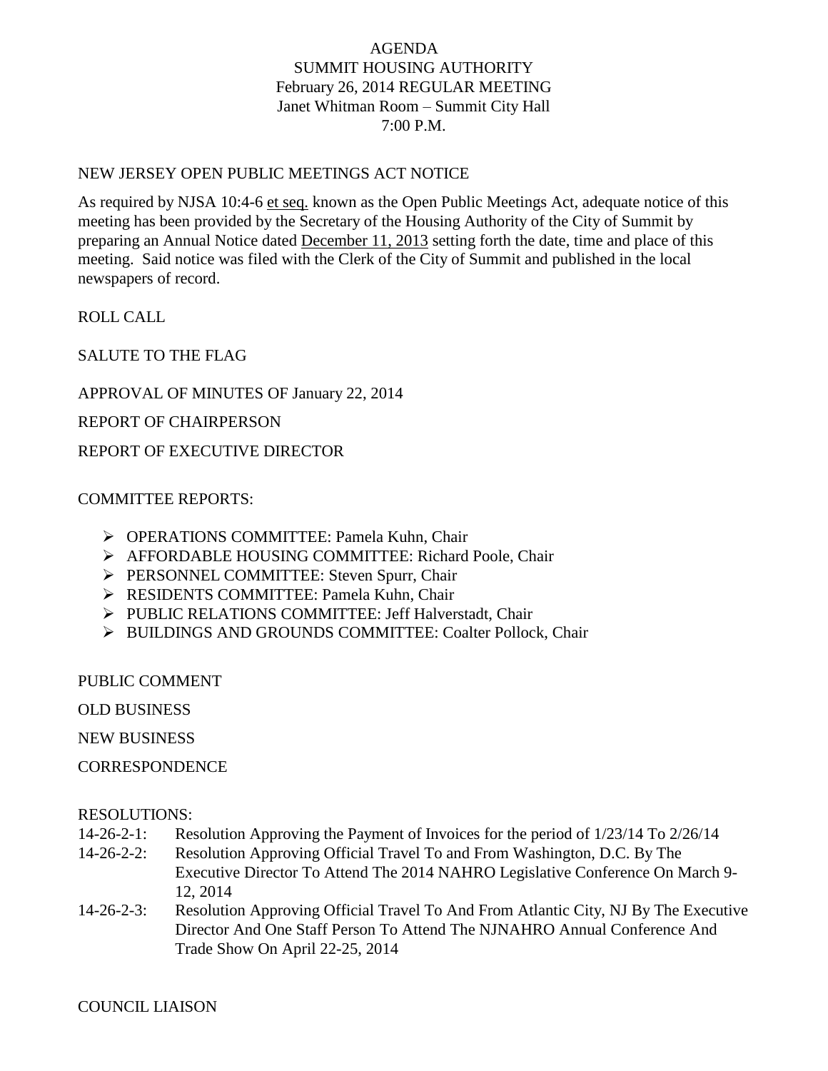# AGENDA
## SUMMIT HOUSING AUTHORITY
### February 26, 2014 REGULAR MEETING
### Janet Whitman Room – Summit City Hall
### 7:00 P.M.

NEW JERSEY OPEN PUBLIC MEETINGS ACT NOTICE

As required by NJSA 10:4-6 et seq. known as the Open Public Meetings Act, adequate notice of this meeting has been provided by the Secretary of the Housing Authority of the City of Summit by preparing an Annual Notice dated December 11, 2013 setting forth the date, time and place of this meeting. Said notice was filed with the Clerk of the City of Summit and published in the local newspapers of record.

ROLL CALL

SALUTE TO THE FLAG

APPROVAL OF MINUTES OF January 22, 2014

REPORT OF CHAIRPERSON

REPORT OF EXECUTIVE DIRECTOR

COMMITTEE REPORTS:

- OPERATIONS COMMITTEE: Pamela Kuhn, Chair
- AFFORDABLE HOUSING COMMITTEE: Richard Poole, Chair
- PERSONNEL COMMITTEE: Steven Spurr, Chair
- RESIDENTS COMMITTEE: Pamela Kuhn, Chair
- PUBLIC RELATIONS COMMITTEE: Jeff Halverstadt, Chair
- BUILDINGS AND GROUNDS COMMITTEE: Coalter Pollock, Chair

PUBLIC COMMENT

OLD BUSINESS

NEW BUSINESS

CORRESPONDENCE

RESOLUTIONS:

14-26-2-1: Resolution Approving the Payment of Invoices for the period of 1/23/14 To 2/26/14

14-26-2-2: Resolution Approving Official Travel To and From Washington, D.C. By The Executive Director To Attend The 2014 NAHRO Legislative Conference On March 9-12, 2014

14-26-2-3: Resolution Approving Official Travel To And From Atlantic City, NJ By The Executive Director And One Staff Person To Attend The NJNAHRO Annual Conference And Trade Show On April 22-25, 2014

COUNCIL LIAISON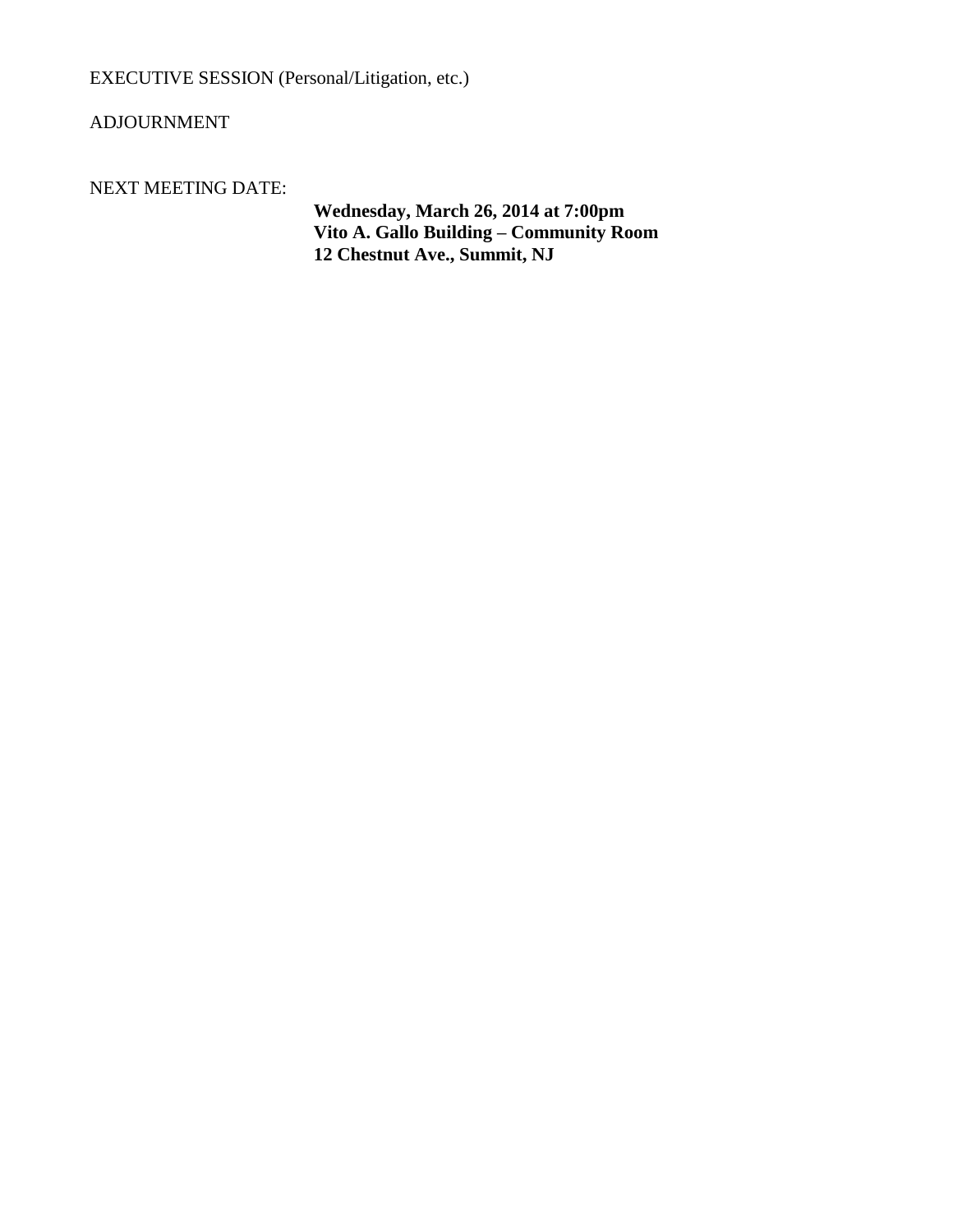EXECUTIVE SESSION (Personal/Litigation, etc.)

ADJOURNMENT

NEXT MEETING DATE:

**Wednesday, March 26, 2014 at 7:00pm**
**Vito A. Gallo Building – Community Room**
**12 Chestnut Ave., Summit, NJ**